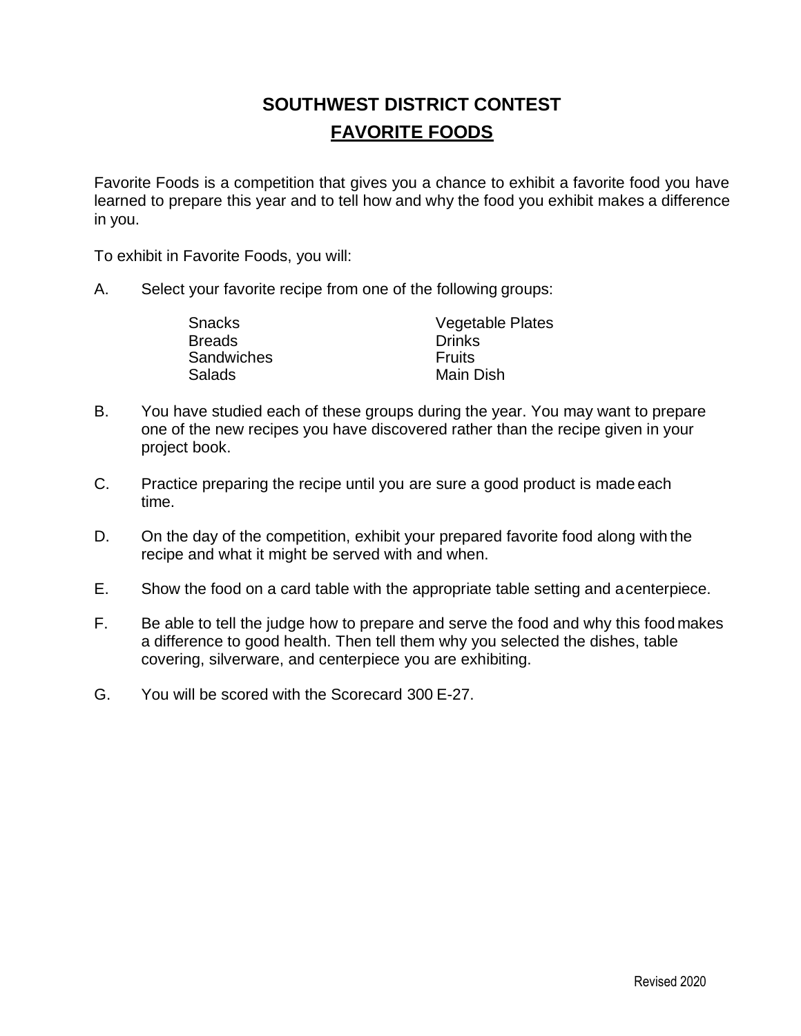# SOUTHWEST DISTRICT CONTEST

## FAVORITE FOODS

Favorite Foods is a competition that gives you a chance to exhibit a favorite food you have learned to prepare this year and to tell how and why the food you exhibit makes a difference in you.

To exhibit in Favorite Foods, you will:

A. Select your favorite recipe from one of the following groups:

| | |
|---|---|
| Snacks | Vegetable Plates |
| Breads | Drinks |
| Sandwiches | Fruits |
| Salads | Main Dish |

B. You have studied each of these groups during the year. You may want to prepare one of the new recipes you have discovered rather than the recipe given in your project book.

C. Practice preparing the recipe until you are sure a good product is made each time.

D. On the day of the competition, exhibit your prepared favorite food along with the recipe and what it might be served with and when.

E. Show the food on a card table with the appropriate table setting and a centerpiece.

F. Be able to tell the judge how to prepare and serve the food and why this food makes a difference to good health. Then tell them why you selected the dishes, table covering, silverware, and centerpiece you are exhibiting.

G. You will be scored with the Scorecard 300 E-27.

Revised 2020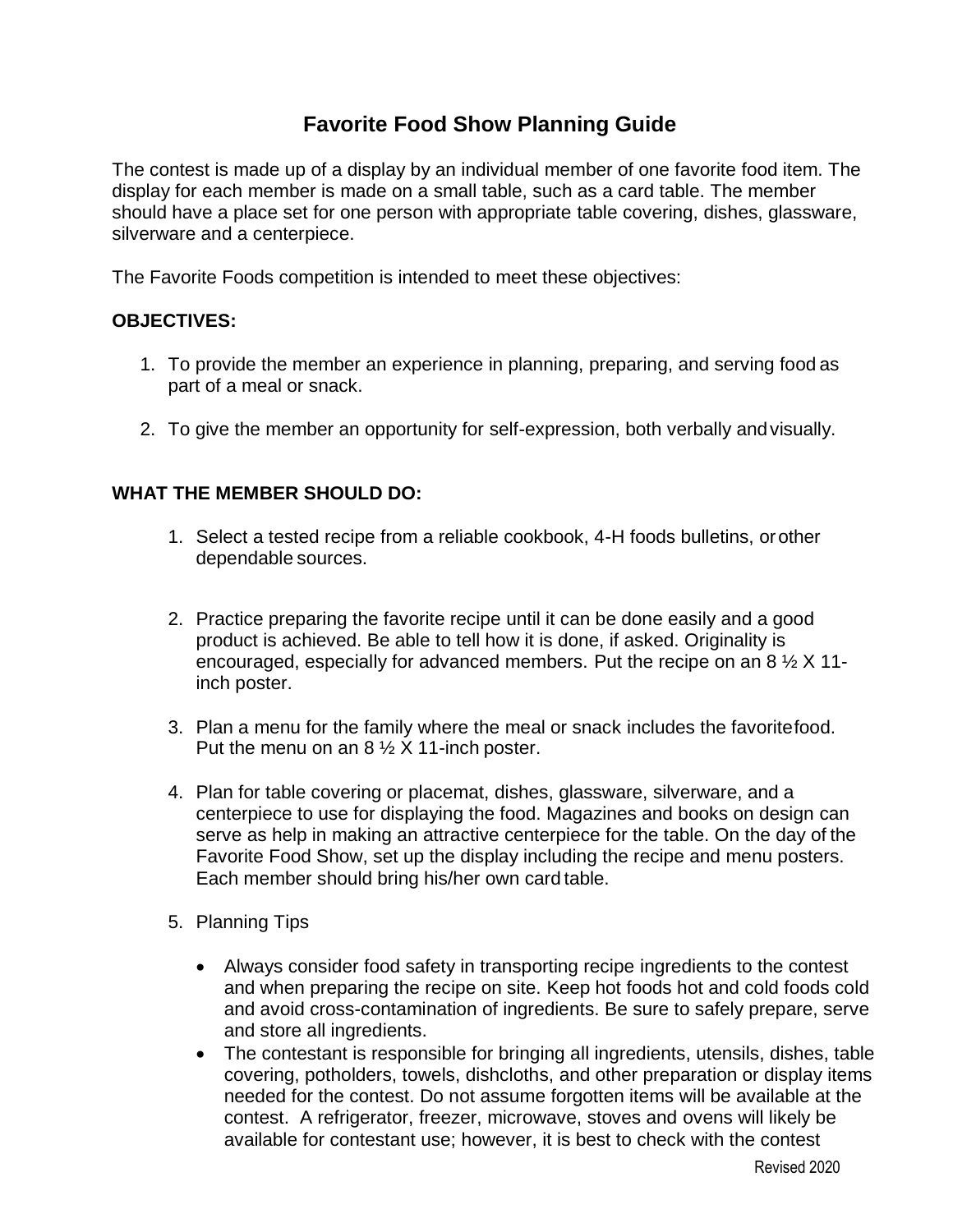# Favorite Food Show Planning Guide

The contest is made up of a display by an individual member of one favorite food item. The display for each member is made on a small table, such as a card table. The member should have a place set for one person with appropriate table covering, dishes, glassware, silverware and a centerpiece.

The Favorite Foods competition is intended to meet these objectives:

**OBJECTIVES:**

1. To provide the member an experience in planning, preparing, and serving food as part of a meal or snack.
2. To give the member an opportunity for self-expression, both verbally and visually.

**WHAT THE MEMBER SHOULD DO:**

1. Select a tested recipe from a reliable cookbook, 4-H foods bulletins, or other dependable sources.
2. Practice preparing the favorite recipe until it can be done easily and a good product is achieved. Be able to tell how it is done, if asked. Originality is encouraged, especially for advanced members. Put the recipe on an 8 ½ X 11-inch poster.
3. Plan a menu for the family where the meal or snack includes the favorite food. Put the menu on an 8 ½ X 11-inch poster.
4. Plan for table covering or placemat, dishes, glassware, silverware, and a centerpiece to use for displaying the food. Magazines and books on design can serve as help in making an attractive centerpiece for the table. On the day of the Favorite Food Show, set up the display including the recipe and menu posters. Each member should bring his/her own card table.
5. Planning Tips
   - Always consider food safety in transporting recipe ingredients to the contest and when preparing the recipe on site. Keep hot foods hot and cold foods cold and avoid cross-contamination of ingredients. Be sure to safely prepare, serve and store all ingredients.
   - The contestant is responsible for bringing all ingredients, utensils, dishes, table covering, potholders, towels, dishcloths, and other preparation or display items needed for the contest. Do not assume forgotten items will be available at the contest. A refrigerator, freezer, microwave, stoves and ovens will likely be available for contestant use; however, it is best to check with the contest

Revised 2020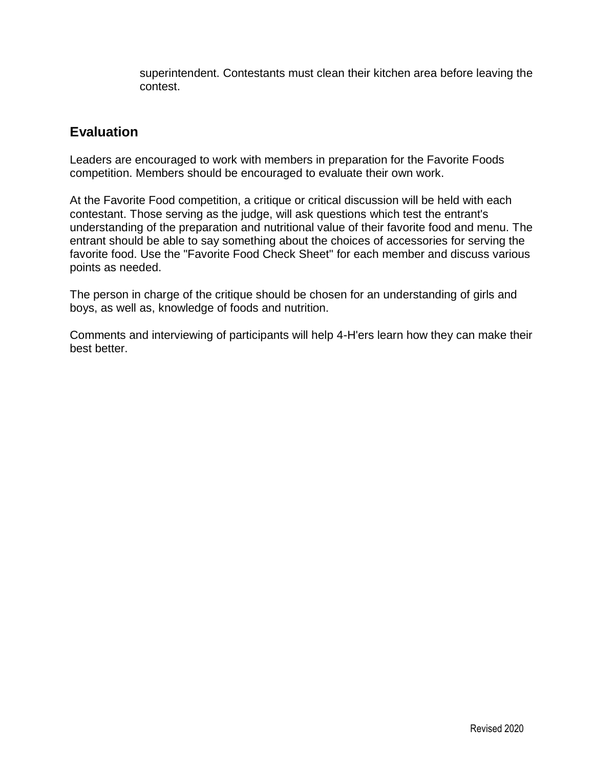superintendent. Contestants must clean their kitchen area before leaving the contest.

## Evaluation

Leaders are encouraged to work with members in preparation for the Favorite Foods competition. Members should be encouraged to evaluate their own work.

At the Favorite Food competition, a critique or critical discussion will be held with each contestant. Those serving as the judge, will ask questions which test the entrant's understanding of the preparation and nutritional value of their favorite food and menu. The entrant should be able to say something about the choices of accessories for serving the favorite food. Use the "Favorite Food Check Sheet" for each member and discuss various points as needed.

The person in charge of the critique should be chosen for an understanding of girls and boys, as well as, knowledge of foods and nutrition.

Comments and interviewing of participants will help 4-H'ers learn how they can make their best better.

Revised 2020